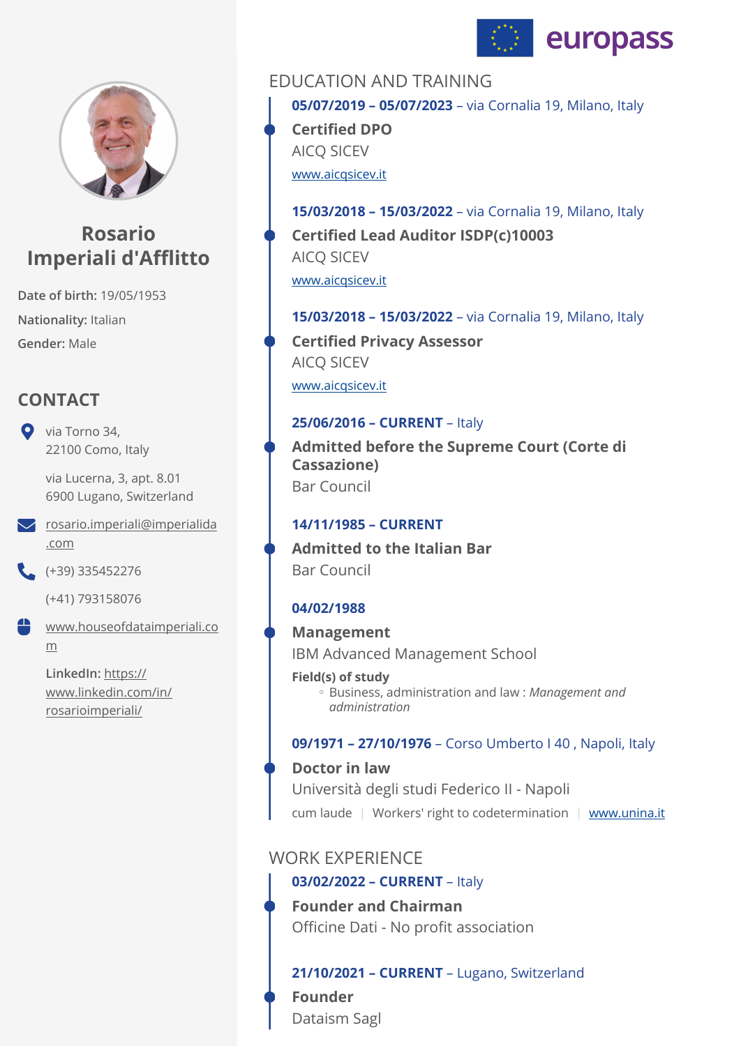# Rosario Imperiali d'Afflitto

**Date of birth:** 19/05/1953

**Nationality:** Italian

**Gender:** Male

## CONTACT

via Torno 34,
22100 Como, Italy

via Lucerna, 3, apt. 8.01
6900 Lugano, Switzerland

rosario.imperiali@imperialida.com

(+39) 335452276

(+41) 793158076

www.houseofdataimperiali.com

**LinkedIn:** https://www.linkedin.com/in/rosarioimperiali/

## EDUCATION AND TRAINING

**05/07/2019 – 05/07/2023** – via Cornalia 19, Milano, Italy

**Certified DPO**

AICQ SICEV

www.aicqsicev.it

**15/03/2018 – 15/03/2022** – via Cornalia 19, Milano, Italy

**Certified Lead Auditor ISDP(c)10003**

AICQ SICEV

www.aicqsicev.it

**15/03/2018 – 15/03/2022** – via Cornalia 19, Milano, Italy

**Certified Privacy Assessor**

AICQ SICEV

www.aicqsicev.it

**25/06/2016 – CURRENT** – Italy

**Admitted before the Supreme Court (Corte di Cassazione)**

Bar Council

**14/11/1985 – CURRENT**

**Admitted to the Italian Bar**

Bar Council

**04/02/1988**

**Management**

IBM Advanced Management School

**Field(s) of study**

- Business, administration and law : *Management and administration*

**09/1971 – 27/10/1976** – Corso Umberto I 40 , Napoli, Italy

**Doctor in law**

Università degli studi Federico II - Napoli

cum laude | Workers' right to codetermination | www.unina.it

## WORK EXPERIENCE

**03/02/2022 – CURRENT** – Italy

**Founder and Chairman**

Officine Dati - No profit association

**21/10/2021 – CURRENT** – Lugano, Switzerland

**Founder**

Dataism Sagl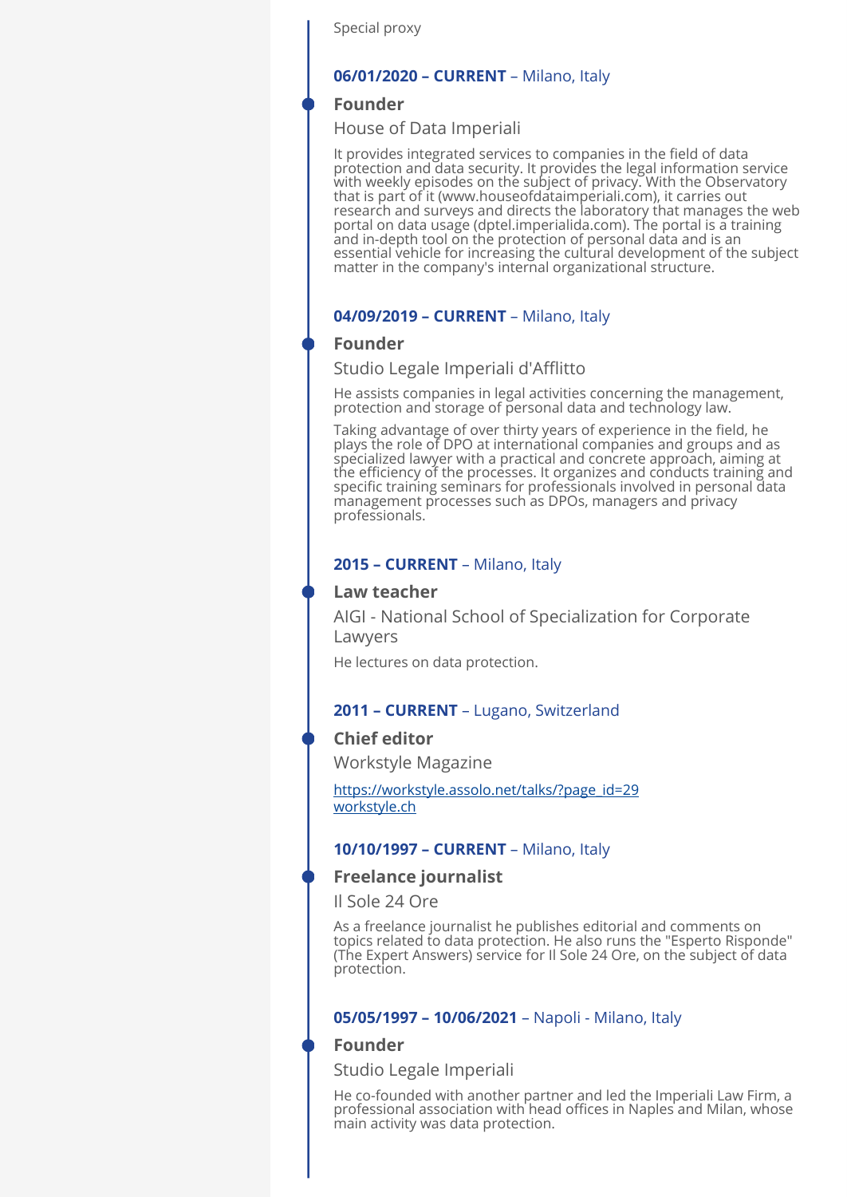Special proxy

**06/01/2020 – CURRENT** – Milano, Italy

### Founder

House of Data Imperiali

It provides integrated services to companies in the field of data protection and data security. It provides the legal information service with weekly episodes on the subject of privacy. With the Observatory that is part of it (www.houseofdataimperiali.com), it carries out research and surveys and directs the laboratory that manages the web portal on data usage (dptel.imperialida.com). The portal is a training and in-depth tool on the protection of personal data and is an essential vehicle for increasing the cultural development of the subject matter in the company's internal organizational structure.

**04/09/2019 – CURRENT** – Milano, Italy

### Founder

Studio Legale Imperiali d'Afflitto

He assists companies in legal activities concerning the management, protection and storage of personal data and technology law.

Taking advantage of over thirty years of experience in the field, he plays the role of DPO at international companies and groups and as specialized lawyer with a practical and concrete approach, aiming at the efficiency of the processes. It organizes and conducts training and specific training seminars for professionals involved in personal data management processes such as DPOs, managers and privacy professionals.

**2015 – CURRENT** – Milano, Italy

### Law teacher

AIGI - National School of Specialization for Corporate Lawyers

He lectures on data protection.

**2011 – CURRENT** – Lugano, Switzerland

### Chief editor

Workstyle Magazine

https://workstyle.assolo.net/talks/?page_id=29
workstyle.ch

**10/10/1997 – CURRENT** – Milano, Italy

### Freelance journalist

Il Sole 24 Ore

As a freelance journalist he publishes editorial and comments on topics related to data protection. He also runs the "Esperto Risponde" (The Expert Answers) service for Il Sole 24 Ore, on the subject of data protection.

**05/05/1997 – 10/06/2021** – Napoli - Milano, Italy

### Founder

Studio Legale Imperiali

He co-founded with another partner and led the Imperiali Law Firm, a professional association with head offices in Naples and Milan, whose main activity was data protection.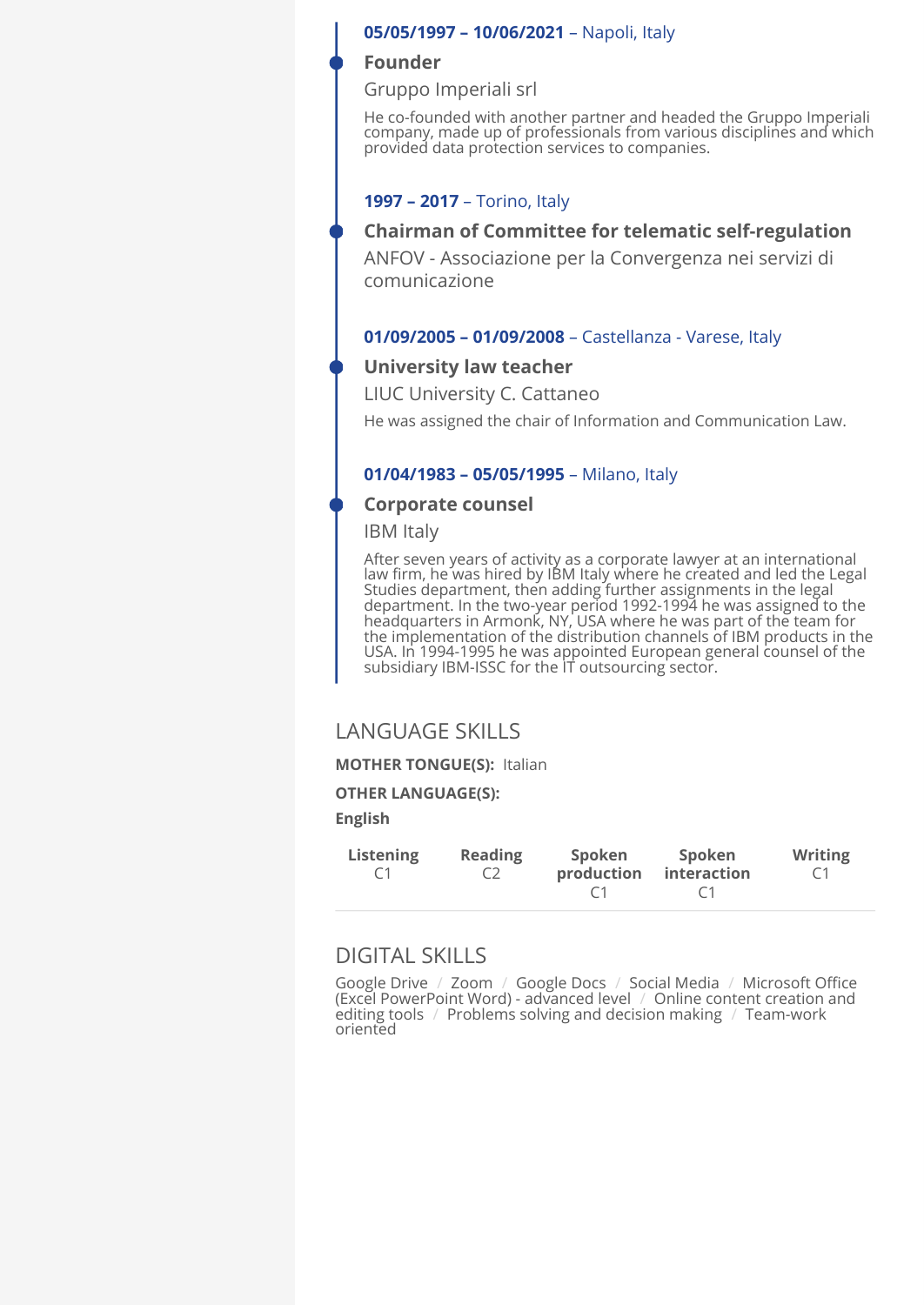**05/05/1997 – 10/06/2021** – Napoli, Italy

### Founder

Gruppo Imperiali srl

He co-founded with another partner and headed the Gruppo Imperiali company, made up of professionals from various disciplines and which provided data protection services to companies.

**1997 – 2017** – Torino, Italy

### Chairman of Committee for telematic self-regulation

ANFOV - Associazione per la Convergenza nei servizi di comunicazione

**01/09/2005 – 01/09/2008** – Castellanza - Varese, Italy

### University law teacher

LIUC University C. Cattaneo

He was assigned the chair of Information and Communication Law.

**01/04/1983 – 05/05/1995** – Milano, Italy

### Corporate counsel

IBM Italy

After seven years of activity as a corporate lawyer at an international law firm, he was hired by IBM Italy where he created and led the Legal Studies department, then adding further assignments in the legal department. In the two-year period 1992-1994 he was assigned to the headquarters in Armonk, NY, USA where he was part of the team for the implementation of the distribution channels of IBM products in the USA. In 1994-1995 he was appointed European general counsel of the subsidiary IBM-ISSC for the IT outsourcing sector.

## LANGUAGE SKILLS

**MOTHER TONGUE(S):** Italian

**OTHER LANGUAGE(S):**

**English**

| Listening | Reading | Spoken production | Spoken interaction | Writing |
|---|---|---|---|---|
| C1 | C2 | C1 | C1 | C1 |

## DIGITAL SKILLS

Google Drive / Zoom / Google Docs / Social Media / Microsoft Office (Excel PowerPoint Word) - advanced level / Online content creation and editing tools / Problems solving and decision making / Team-work oriented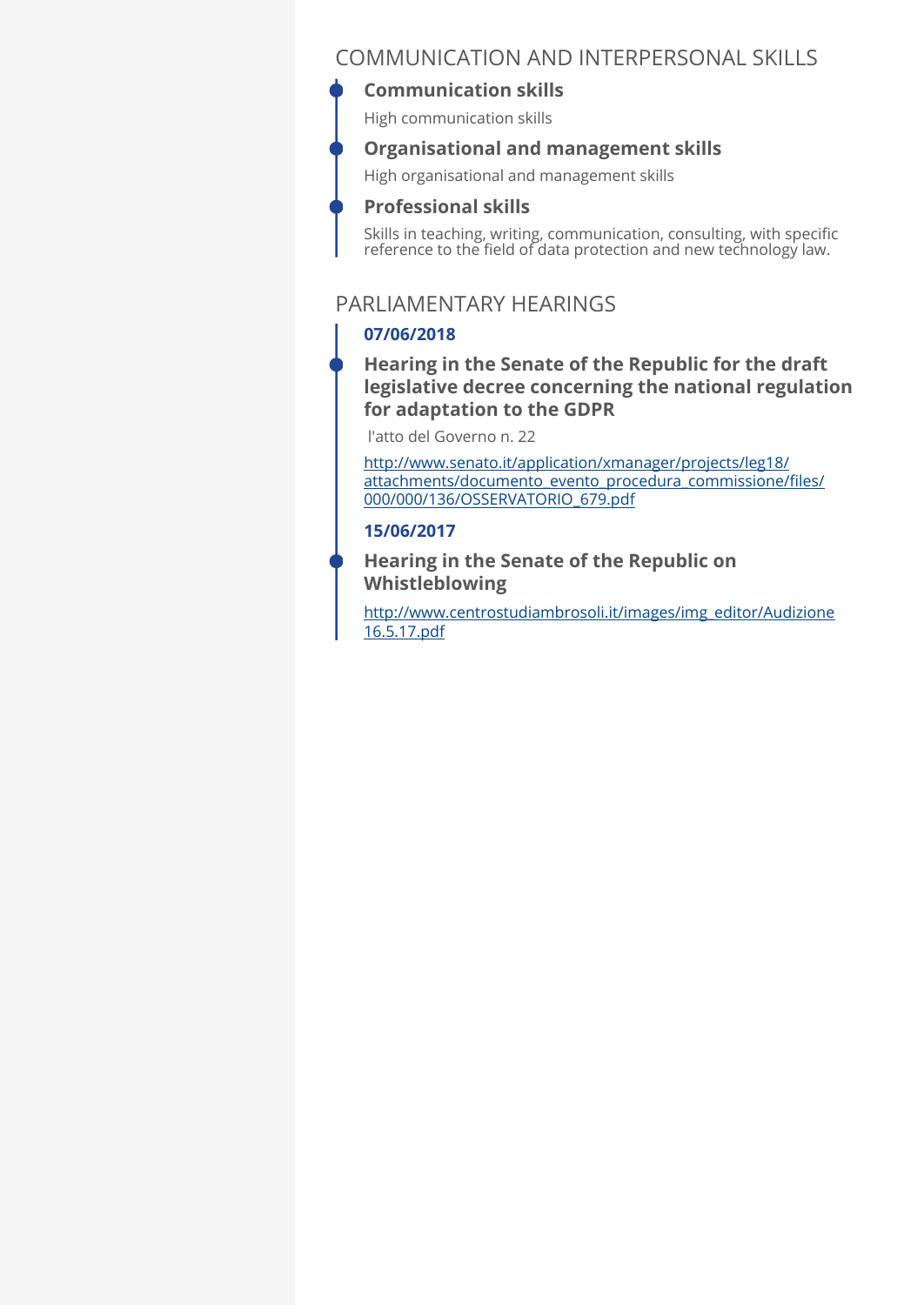## COMMUNICATION AND INTERPERSONAL SKILLS

### Communication skills

High communication skills

### Organisational and management skills

High organisational and management skills

### Professional skills

Skills in teaching, writing, communication, consulting, with specific reference to the field of data protection and new technology law.

## PARLIAMENTARY HEARINGS

**07/06/2018**

### Hearing in the Senate of the Republic for the draft legislative decree concerning the national regulation for adaptation to the GDPR

l'atto del Governo n. 22

http://www.senato.it/application/xmanager/projects/leg18/attachments/documento_evento_procedura_commissione/files/000/000/136/OSSERVATORIO_679.pdf

**15/06/2017**

### Hearing in the Senate of the Republic on Whistleblowing

http://www.centrostudiambrosoli.it/images/img_editor/Audizione16.5.17.pdf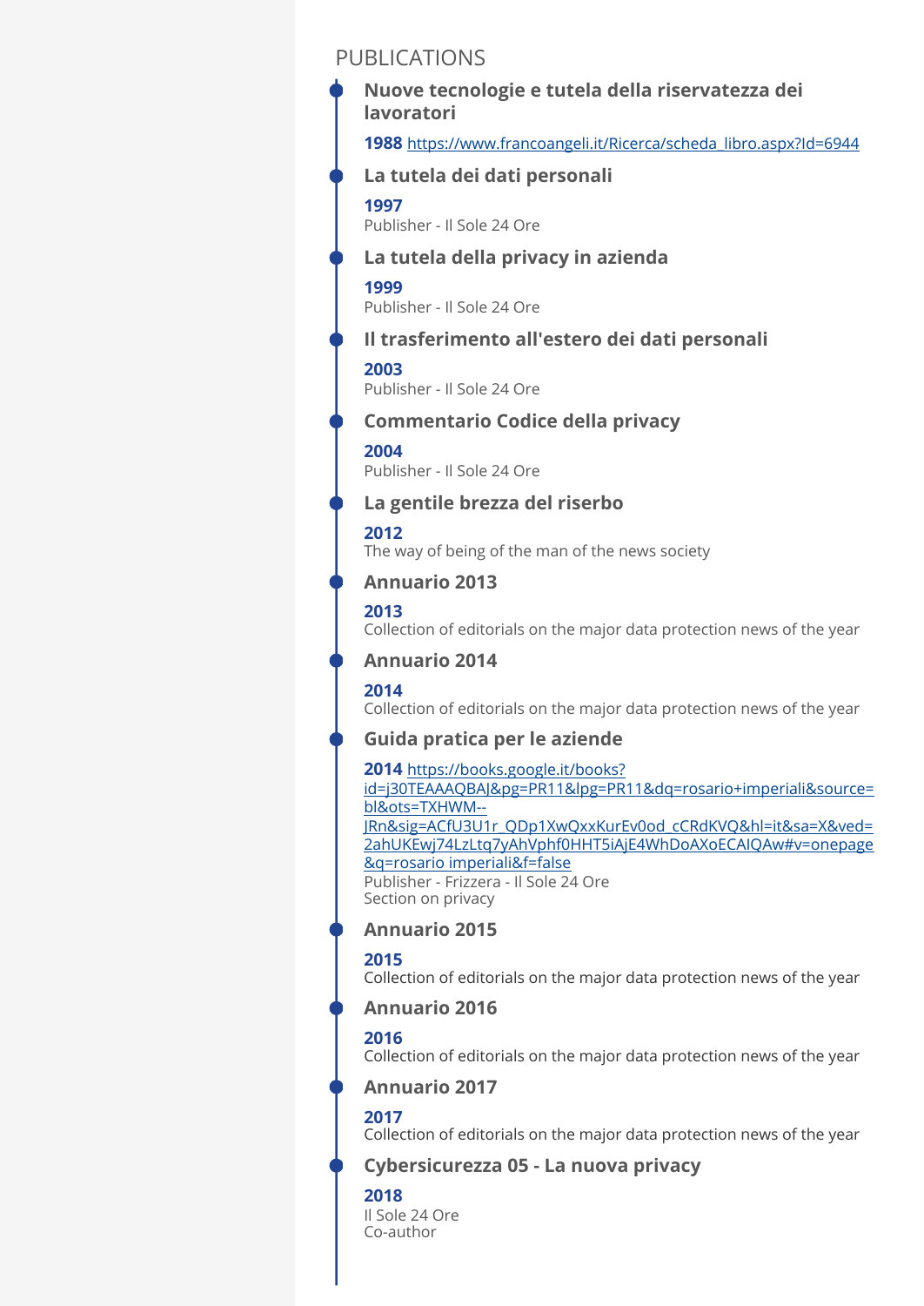## PUBLICATIONS

### Nuove tecnologie e tutela della riservatezza dei lavoratori

**1988** https://www.francoangeli.it/Ricerca/scheda_libro.aspx?Id=6944

### La tutela dei dati personali

**1997**
Publisher - Il Sole 24 Ore

### La tutela della privacy in azienda

**1999**
Publisher - Il Sole 24 Ore

### Il trasferimento all'estero dei dati personali

**2003**
Publisher - Il Sole 24 Ore

### Commentario Codice della privacy

**2004**
Publisher - Il Sole 24 Ore

### La gentile brezza del riserbo

**2012**
The way of being of the man of the news society

### Annuario 2013

**2013**
Collection of editorials on the major data protection news of the year

### Annuario 2014

**2014**
Collection of editorials on the major data protection news of the year

### Guida pratica per le aziende

**2014** https://books.google.it/books?id=j30TEAAAQBAJ&pg=PR11&lpg=PR11&dq=rosario+imperiali&source=bl&ots=TXHWM--JRn&sig=ACfU3U1r_QDp1XwQxxKurEv0od_cCRdKVQ&hl=it&sa=X&ved=2ahUKEwj74LzLtq7yAhVphf0HHT5iAjE4WhDoAXoECAIQAw#v=onepage&q=rosario imperiali&f=false
Publisher - Frizzera - Il Sole 24 Ore
Section on privacy

### Annuario 2015

**2015**
Collection of editorials on the major data protection news of the year

### Annuario 2016

**2016**
Collection of editorials on the major data protection news of the year

### Annuario 2017

**2017**
Collection of editorials on the major data protection news of the year

### Cybersicurezza 05 - La nuova privacy

**2018**
Il Sole 24 Ore
Co-author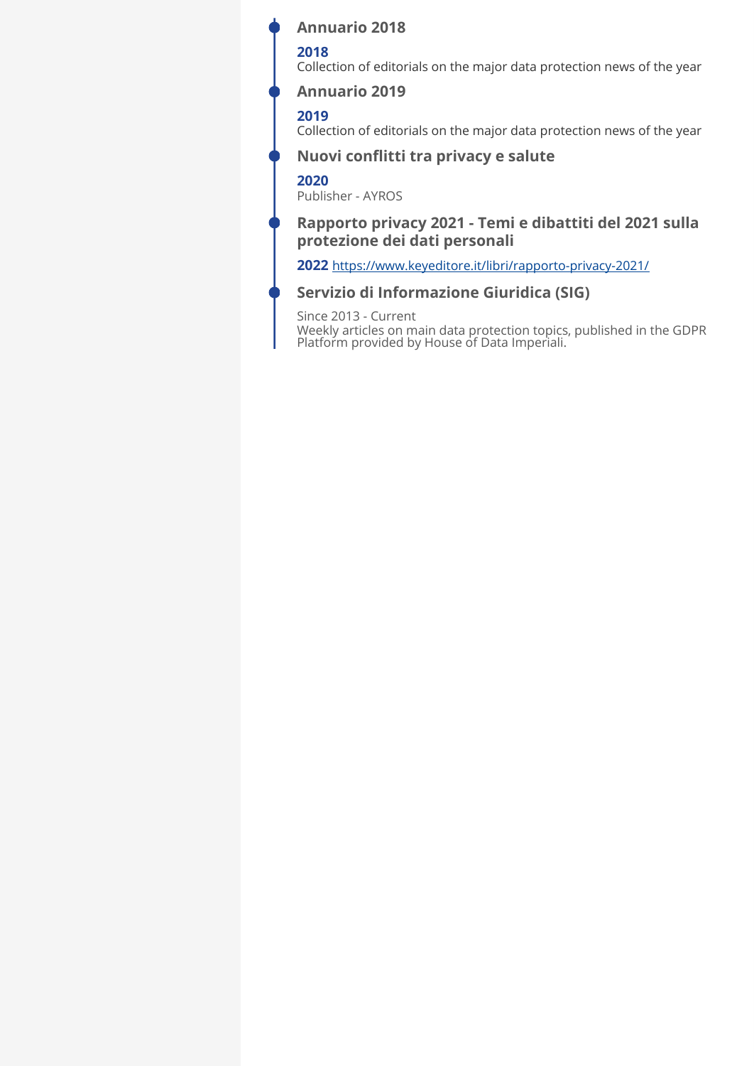### Annuario 2018

**2018**
Collection of editorials on the major data protection news of the year

### Annuario 2019

**2019**
Collection of editorials on the major data protection news of the year

### Nuovi conflitti tra privacy e salute

**2020**
Publisher - AYROS

### Rapporto privacy 2021 - Temi e dibattiti del 2021 sulla protezione dei dati personali

**2022** https://www.keyeditore.it/libri/rapporto-privacy-2021/

### Servizio di Informazione Giuridica (SIG)

Since 2013 - Current
Weekly articles on main data protection topics, published in the GDPR Platform provided by House of Data Imperiali.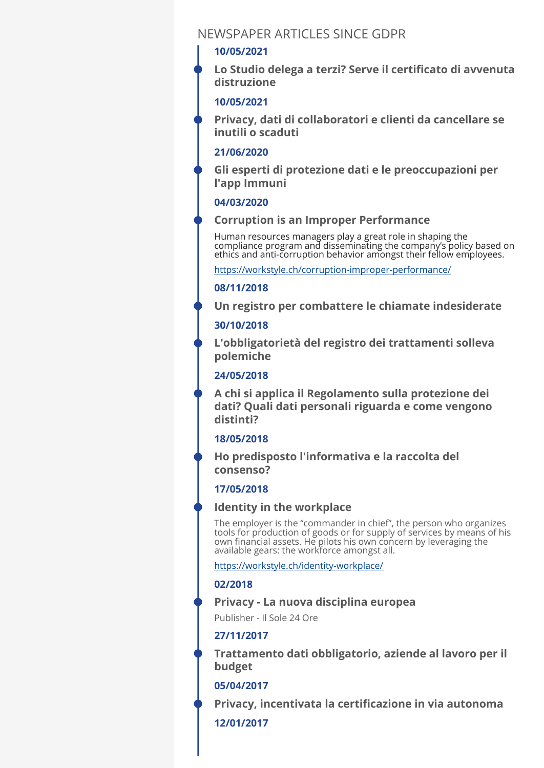## NEWSPAPER ARTICLES SINCE GDPR

**10/05/2021**

**Lo Studio delega a terzi? Serve il certificato di avvenuta distruzione**

**10/05/2021**

**Privacy, dati di collaboratori e clienti da cancellare se inutili o scaduti**

**21/06/2020**

**Gli esperti di protezione dati e le preoccupazioni per l'app Immuni**

**04/03/2020**

**Corruption is an Improper Performance**

Human resources managers play a great role in shaping the compliance program and disseminating the company's policy based on ethics and anti-corruption behavior amongst their fellow employees.

https://workstyle.ch/corruption-improper-performance/

**08/11/2018**

**Un registro per combattere le chiamate indesiderate**

**30/10/2018**

**L'obbligatorietà del registro dei trattamenti solleva polemiche**

**24/05/2018**

**A chi si applica il Regolamento sulla protezione dei dati? Quali dati personali riguarda e come vengono distinti?**

**18/05/2018**

**Ho predisposto l'informativa e la raccolta del consenso?**

**17/05/2018**

**Identity in the workplace**

The employer is the "commander in chief", the person who organizes tools for production of goods or for supply of services by means of his own financial assets. He pilots his own concern by leveraging the available gears: the workforce amongst all.

https://workstyle.ch/identity-workplace/

**02/2018**

**Privacy - La nuova disciplina europea**

Publisher - Il Sole 24 Ore

**27/11/2017**

**Trattamento dati obbligatorio, aziende al lavoro per il budget**

**05/04/2017**

**Privacy, incentivata la certificazione in via autonoma**

**12/01/2017**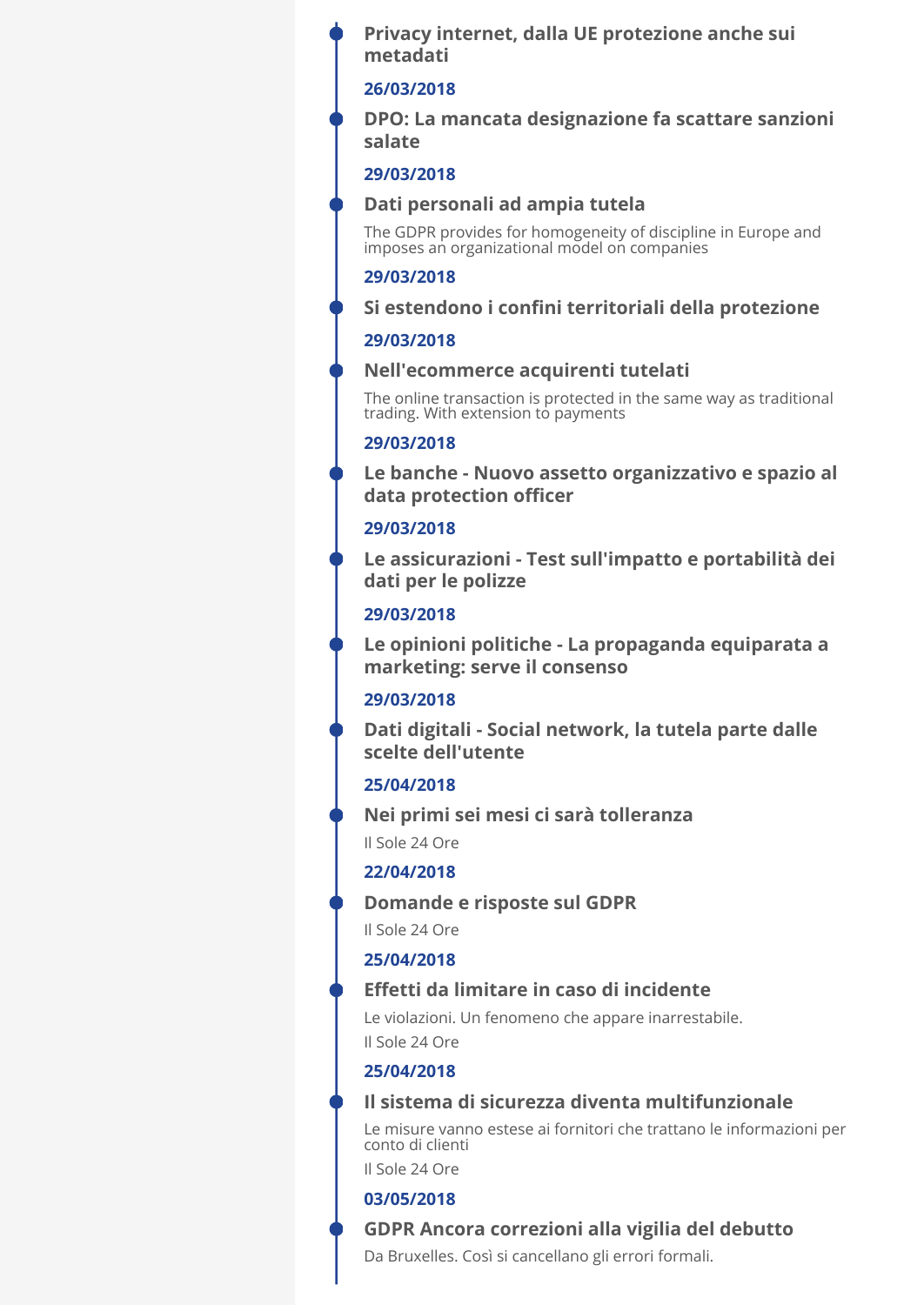**Privacy internet, dalla UE protezione anche sui metadati**

**26/03/2018**

**DPO: La mancata designazione fa scattare sanzioni salate**

**29/03/2018**

**Dati personali ad ampia tutela**

The GDPR provides for homogeneity of discipline in Europe and imposes an organizational model on companies

**29/03/2018**

**Si estendono i confini territoriali della protezione**

**29/03/2018**

**Nell'ecommerce acquirenti tutelati**

The online transaction is protected in the same way as traditional trading. With extension to payments

**29/03/2018**

**Le banche - Nuovo assetto organizzativo e spazio al data protection officer**

**29/03/2018**

**Le assicurazioni - Test sull'impatto e portabilità dei dati per le polizze**

**29/03/2018**

**Le opinioni politiche - La propaganda equiparata a marketing: serve il consenso**

**29/03/2018**

**Dati digitali - Social network, la tutela parte dalle scelte dell'utente**

**25/04/2018**

**Nei primi sei mesi ci sarà tolleranza**

Il Sole 24 Ore

**22/04/2018**

**Domande e risposte sul GDPR**

Il Sole 24 Ore

**25/04/2018**

**Effetti da limitare in caso di incidente**

Le violazioni. Un fenomeno che appare inarrestabile.

Il Sole 24 Ore

**25/04/2018**

**Il sistema di sicurezza diventa multifunzionale**

Le misure vanno estese ai fornitori che trattano le informazioni per conto di clienti

Il Sole 24 Ore

**03/05/2018**

**GDPR Ancora correzioni alla vigilia del debutto**

Da Bruxelles. Così si cancellano gli errori formali.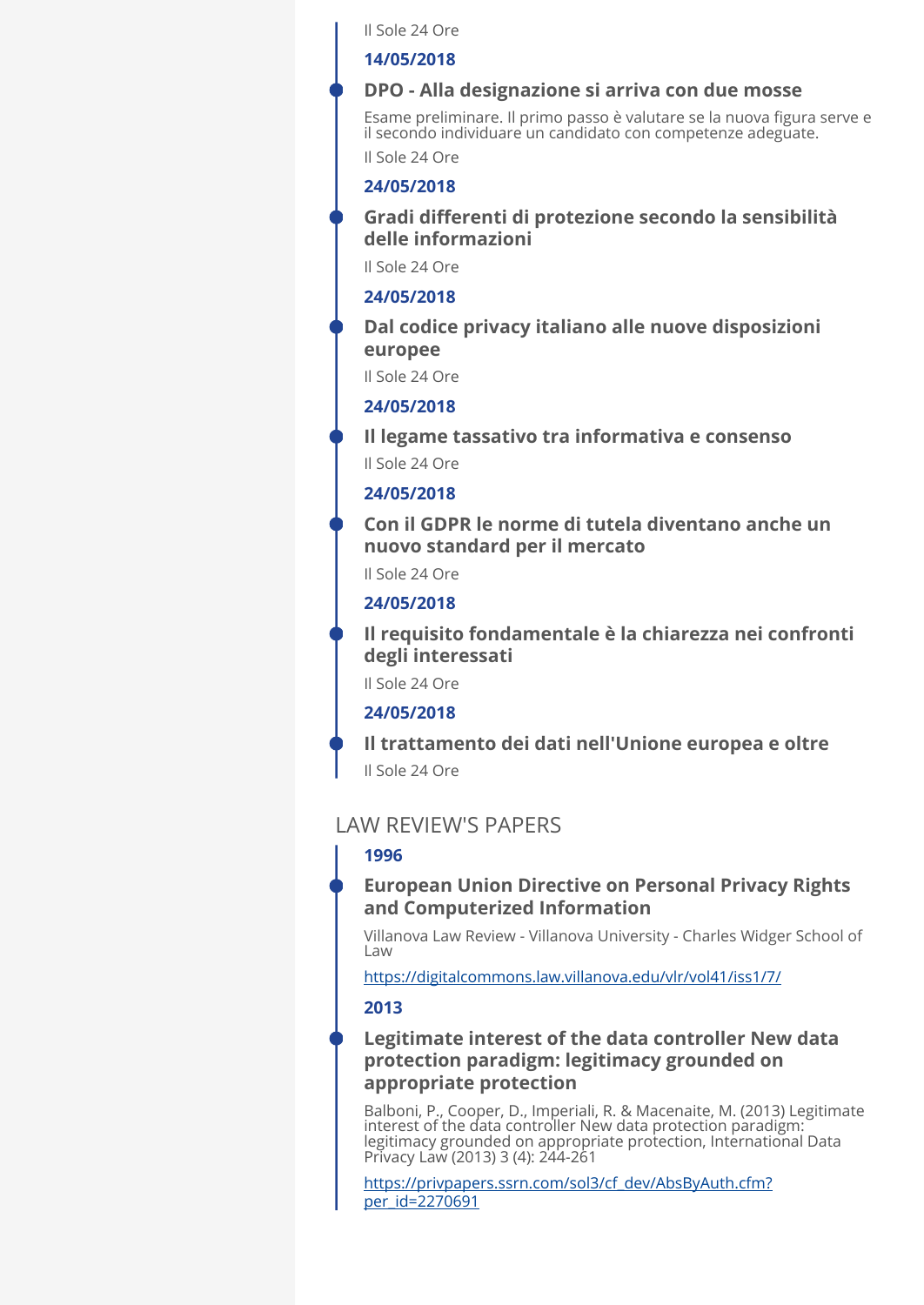Il Sole 24 Ore

**14/05/2018**

**DPO - Alla designazione si arriva con due mosse**

Esame preliminare. Il primo passo è valutare se la nuova figura serve e il secondo individuare un candidato con competenze adeguate.

Il Sole 24 Ore

**24/05/2018**

**Gradi differenti di protezione secondo la sensibilità delle informazioni**

Il Sole 24 Ore

**24/05/2018**

**Dal codice privacy italiano alle nuove disposizioni europee**

Il Sole 24 Ore

**24/05/2018**

**Il legame tassativo tra informativa e consenso**

Il Sole 24 Ore

**24/05/2018**

**Con il GDPR le norme di tutela diventano anche un nuovo standard per il mercato**

Il Sole 24 Ore

**24/05/2018**

**Il requisito fondamentale è la chiarezza nei confronti degli interessati**

Il Sole 24 Ore

**24/05/2018**

**Il trattamento dei dati nell'Unione europea e oltre**

Il Sole 24 Ore

## LAW REVIEW'S PAPERS

**1996**

**European Union Directive on Personal Privacy Rights and Computerized Information**

Villanova Law Review - Villanova University - Charles Widger School of Law

https://digitalcommons.law.villanova.edu/vlr/vol41/iss1/7/

**2013**

**Legitimate interest of the data controller New data protection paradigm: legitimacy grounded on appropriate protection**

Balboni, P., Cooper, D., Imperiali, R. & Macenaite, M. (2013) Legitimate interest of the data controller New data protection paradigm: legitimacy grounded on appropriate protection, International Data Privacy Law (2013) 3 (4): 244-261

https://privpapers.ssrn.com/sol3/cf_dev/AbsByAuth.cfm?per_id=2270691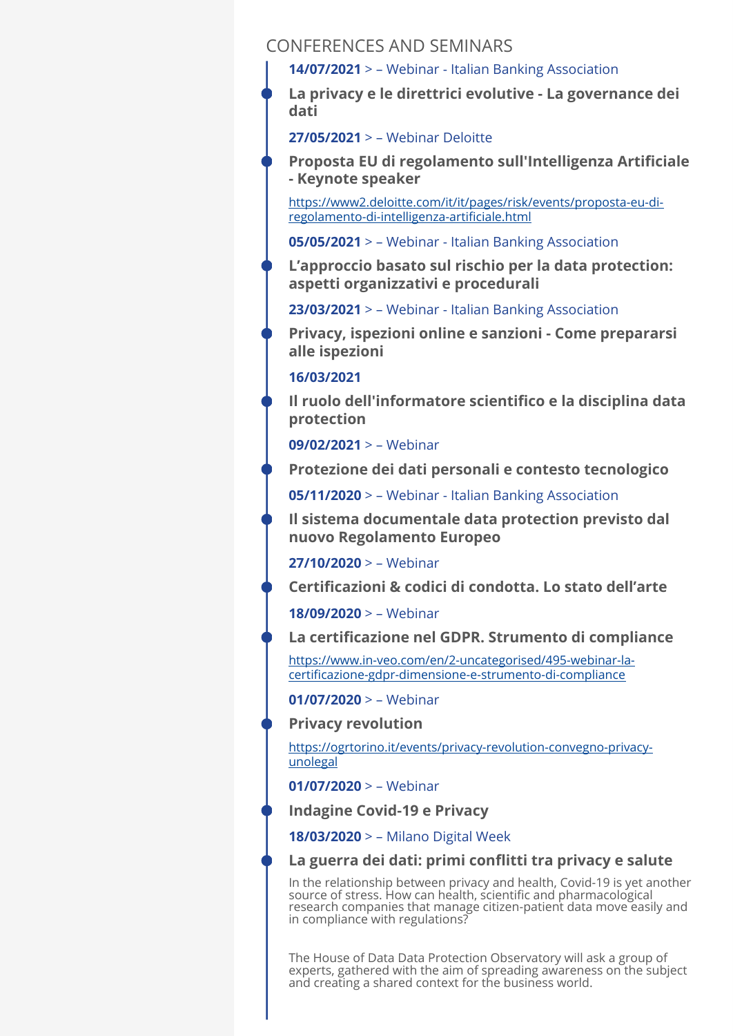## CONFERENCES AND SEMINARS

**14/07/2021** > – Webinar - Italian Banking Association

**La privacy e le direttrici evolutive - La governance dei dati**

**27/05/2021** > – Webinar Deloitte

**Proposta EU di regolamento sull'Intelligenza Artificiale - Keynote speaker**

https://www2.deloitte.com/it/it/pages/risk/events/proposta-eu-di-regolamento-di-intelligenza-artificiale.html

**05/05/2021** > – Webinar - Italian Banking Association

**L'approccio basato sul rischio per la data protection: aspetti organizzativi e procedurali**

**23/03/2021** > – Webinar - Italian Banking Association

**Privacy, ispezioni online e sanzioni - Come prepararsi alle ispezioni**

**16/03/2021**

**Il ruolo dell'informatore scientifico e la disciplina data protection**

**09/02/2021** > – Webinar

**Protezione dei dati personali e contesto tecnologico**

**05/11/2020** > – Webinar - Italian Banking Association

**Il sistema documentale data protection previsto dal nuovo Regolamento Europeo**

**27/10/2020** > – Webinar

**Certificazioni & codici di condotta. Lo stato dell'arte**

**18/09/2020** > – Webinar

**La certificazione nel GDPR. Strumento di compliance**

https://www.in-veo.com/en/2-uncategorised/495-webinar-la-certificazione-gdpr-dimensione-e-strumento-di-compliance

**01/07/2020** > – Webinar

**Privacy revolution**

https://ogrtorino.it/events/privacy-revolution-convegno-privacy-unolegal

**01/07/2020** > – Webinar

**Indagine Covid-19 e Privacy**

**18/03/2020** > – Milano Digital Week

**La guerra dei dati: primi conflitti tra privacy e salute**

In the relationship between privacy and health, Covid-19 is yet another source of stress. How can health, scientific and pharmacological research companies that manage citizen-patient data move easily and in compliance with regulations?

The House of Data Data Protection Observatory will ask a group of experts, gathered with the aim of spreading awareness on the subject and creating a shared context for the business world.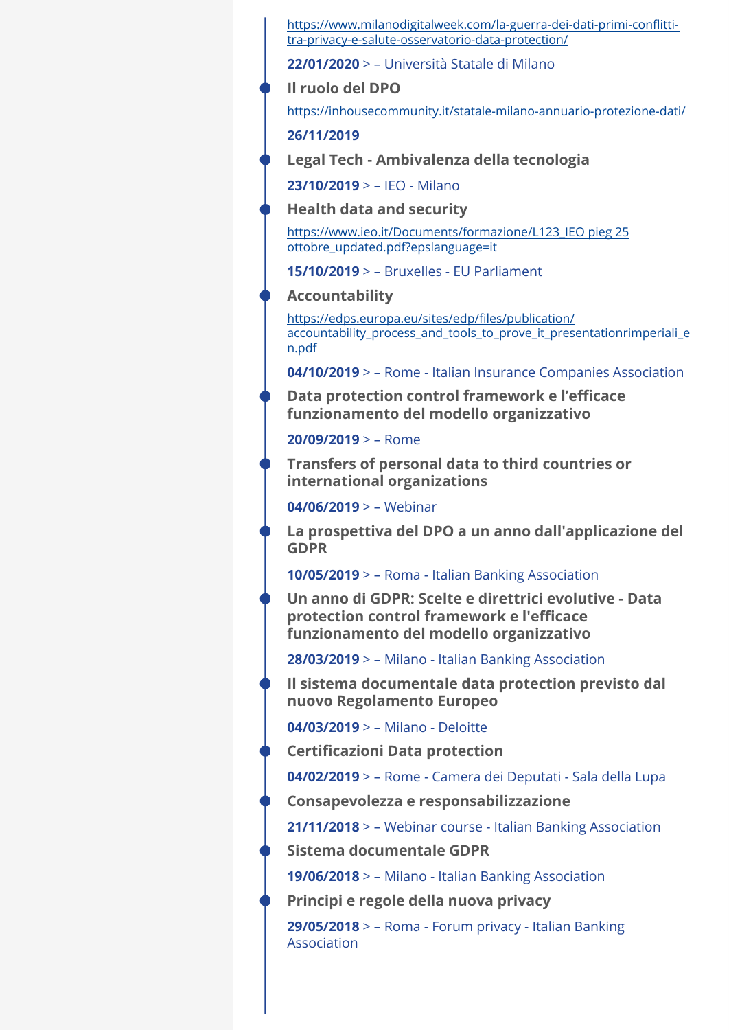https://www.milanodigitalweek.com/la-guerra-dei-dati-primi-conflitti-tra-privacy-e-salute-osservatorio-data-protection/

**22/01/2020** > – Università Statale di Milano

**Il ruolo del DPO**

https://inhousecommunity.it/statale-milano-annuario-protezione-dati/

**26/11/2019**

**Legal Tech - Ambivalenza della tecnologia**

**23/10/2019** > – IEO - Milano

**Health data and security**

https://www.ieo.it/Documents/formazione/L123_IEO pieg 25 ottobre_updated.pdf?epslanguage=it

**15/10/2019** > – Bruxelles - EU Parliament

**Accountability**

https://edps.europa.eu/sites/edp/files/publication/accountability_process_and_tools_to_prove_it_presentationrimperiali_en.pdf

**04/10/2019** > – Rome - Italian Insurance Companies Association

**Data protection control framework e l'efficace funzionamento del modello organizzativo**

**20/09/2019** > – Rome

**Transfers of personal data to third countries or international organizations**

**04/06/2019** > – Webinar

**La prospettiva del DPO a un anno dall'applicazione del GDPR**

**10/05/2019** > – Roma - Italian Banking Association

**Un anno di GDPR: Scelte e direttrici evolutive - Data protection control framework e l'efficace funzionamento del modello organizzativo**

**28/03/2019** > – Milano - Italian Banking Association

**Il sistema documentale data protection previsto dal nuovo Regolamento Europeo**

**04/03/2019** > – Milano - Deloitte

**Certificazioni Data protection**

**04/02/2019** > – Rome - Camera dei Deputati - Sala della Lupa

**Consapevolezza e responsabilizzazione**

**21/11/2018** > – Webinar course - Italian Banking Association

**Sistema documentale GDPR**

**19/06/2018** > – Milano - Italian Banking Association

**Principi e regole della nuova privacy**

**29/05/2018** > – Roma - Forum privacy - Italian Banking Association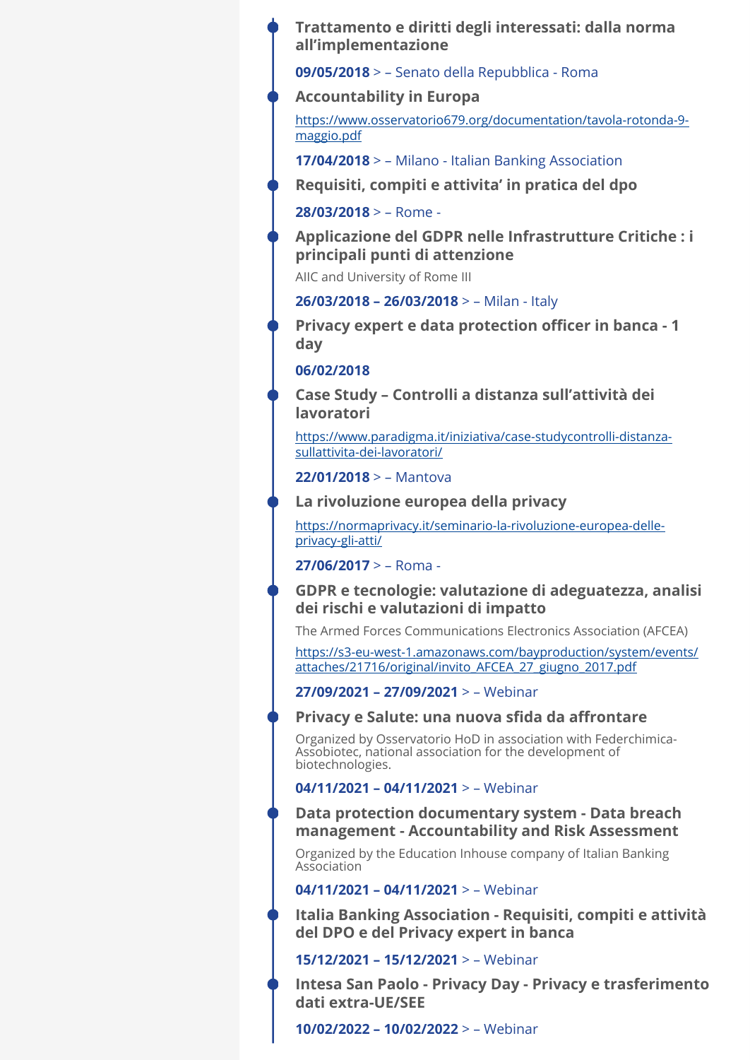**Trattamento e diritti degli interessati: dalla norma all'implementazione**

**09/05/2018** > – Senato della Repubblica - Roma

**Accountability in Europa**

https://www.osservatorio679.org/documentation/tavola-rotonda-9-maggio.pdf

**17/04/2018** > – Milano - Italian Banking Association

**Requisiti, compiti e attivita' in pratica del dpo**

**28/03/2018** > – Rome -

**Applicazione del GDPR nelle Infrastrutture Critiche : i principali punti di attenzione**

AIIC and University of Rome III

**26/03/2018 – 26/03/2018** > – Milan - Italy

**Privacy expert e data protection officer in banca - 1 day**

**06/02/2018**

**Case Study – Controlli a distanza sull'attività dei lavoratori**

https://www.paradigma.it/iniziativa/case-studycontrolli-distanza-sullattivita-dei-lavoratori/

**22/01/2018** > – Mantova

**La rivoluzione europea della privacy**

https://normaprivacy.it/seminario-la-rivoluzione-europea-delle-privacy-gli-atti/

**27/06/2017** > – Roma -

**GDPR e tecnologie: valutazione di adeguatezza, analisi dei rischi e valutazioni di impatto**

The Armed Forces Communications Electronics Association (AFCEA)

https://s3-eu-west-1.amazonaws.com/bayproduction/system/events/attaches/21716/original/invito_AFCEA_27_giugno_2017.pdf

**27/09/2021 – 27/09/2021** > – Webinar

**Privacy e Salute: una nuova sfida da affrontare**

Organized by Osservatorio HoD in association with Federchimica-Assobiotec, national association for the development of biotechnologies.

**04/11/2021 – 04/11/2021** > – Webinar

**Data protection documentary system - Data breach management - Accountability and Risk Assessment**

Organized by the Education Inhouse company of Italian Banking Association

**04/11/2021 – 04/11/2021** > – Webinar

**Italia Banking Association - Requisiti, compiti e attività del DPO e del Privacy expert in banca**

**15/12/2021 – 15/12/2021** > – Webinar

**Intesa San Paolo - Privacy Day - Privacy e trasferimento dati extra-UE/SEE**

**10/02/2022 – 10/02/2022** > – Webinar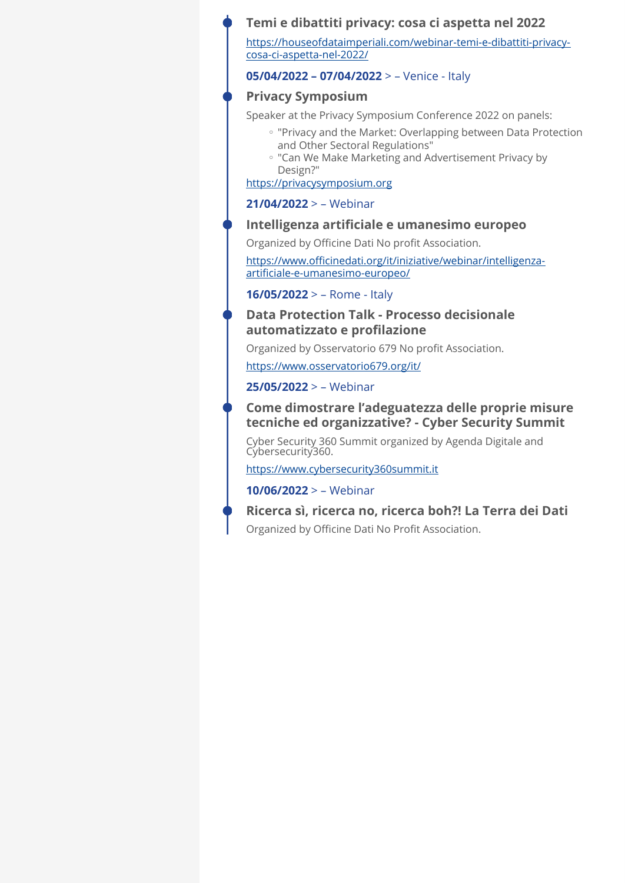### Temi e dibattiti privacy: cosa ci aspetta nel 2022

https://houseofdataimperiali.com/webinar-temi-e-dibattiti-privacy-cosa-ci-aspetta-nel-2022/

**05/04/2022 – 07/04/2022** > – Venice - Italy

### Privacy Symposium

Speaker at the Privacy Symposium Conference 2022 on panels:

- "Privacy and the Market: Overlapping between Data Protection and Other Sectoral Regulations"
- "Can We Make Marketing and Advertisement Privacy by Design?"

https://privacysymposium.org

**21/04/2022** > – Webinar

### Intelligenza artificiale e umanesimo europeo

Organized by Officine Dati No profit Association.

https://www.officinedati.org/it/iniziative/webinar/intelligenza-artificiale-e-umanesimo-europeo/

**16/05/2022** > – Rome - Italy

### Data Protection Talk - Processo decisionale automatizzato e profilazione

Organized by Osservatorio 679 No profit Association.

https://www.osservatorio679.org/it/

**25/05/2022** > – Webinar

### Come dimostrare l'adeguatezza delle proprie misure tecniche ed organizzative? - Cyber Security Summit

Cyber Security 360 Summit organized by Agenda Digitale and Cybersecurity360.

https://www.cybersecurity360summit.it

**10/06/2022** > – Webinar

### Ricerca sì, ricerca no, ricerca boh?! La Terra dei Dati

Organized by Officine Dati No Profit Association.